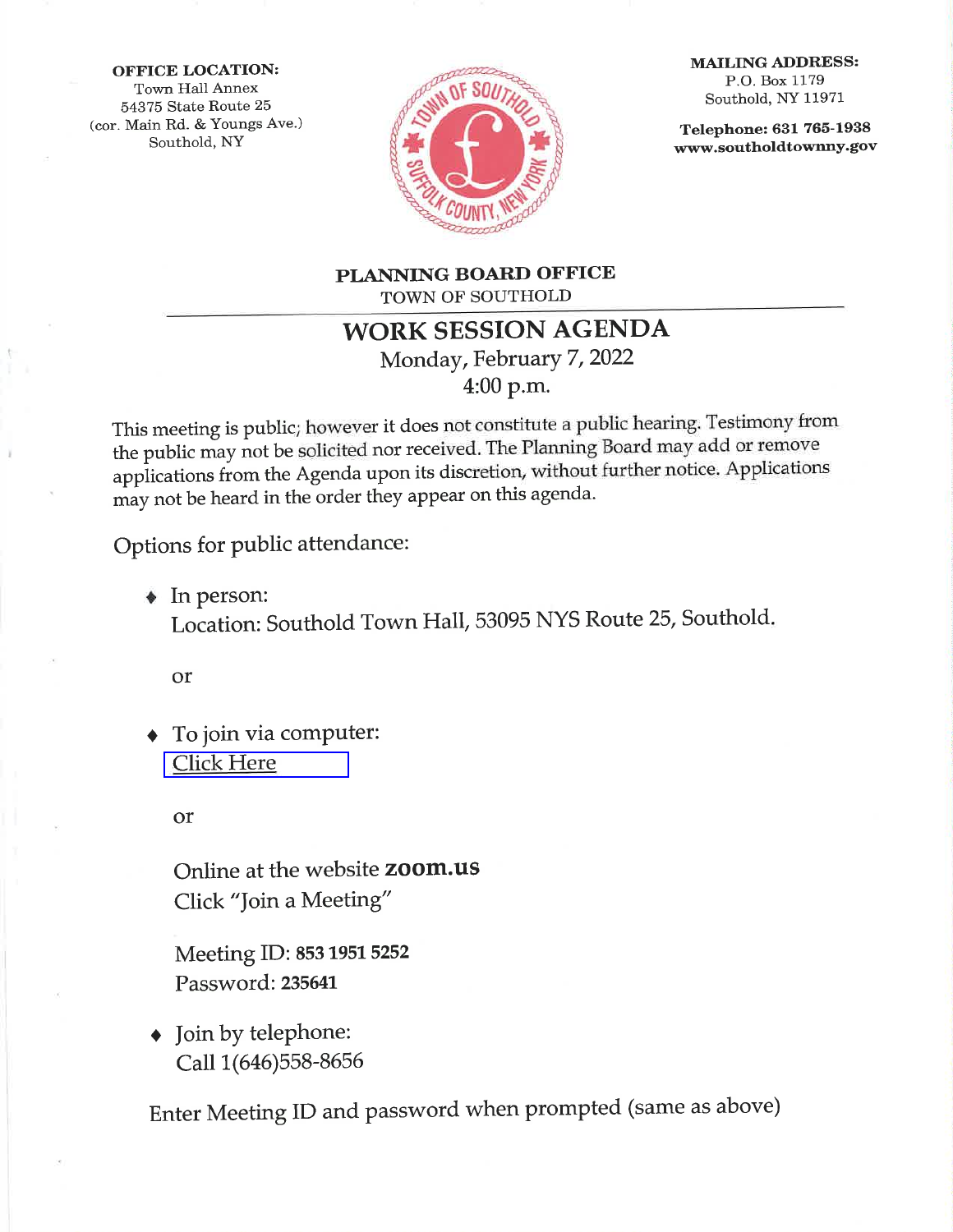**OFFICE LOCATION:**
Town Hall Annex
54375 State Route 25
(cor. Main Rd. & Youngs Ave.)
Southold, NY

**MAILING ADDRESS:**
P.O. Box 1179
Southold, NY 11971

**Telephone: 631 765-1938**
**www.southoldtownny.gov**

## PLANNING BOARD OFFICE
TOWN OF SOUTHOLD

# WORK SESSION AGENDA

Monday, February 7, 2022
4:00 p.m.

This meeting is public; however it does not constitute a public hearing. Testimony from the public may not be solicited nor received. The Planning Board may add or remove applications from the Agenda upon its discretion, without further notice. Applications may not be heard in the order they appear on this agenda.

Options for public attendance:

- In person:
  Location: Southold Town Hall, 53095 NYS Route 25, Southold.

  or

- To join via computer:
  Click Here

  or

  Online at the website **zoom.us**
  Click "Join a Meeting"

  Meeting ID: **853 1951 5252**
  Password: **235641**

- Join by telephone:
  Call 1(646)558-8656

Enter Meeting ID and password when prompted (same as above)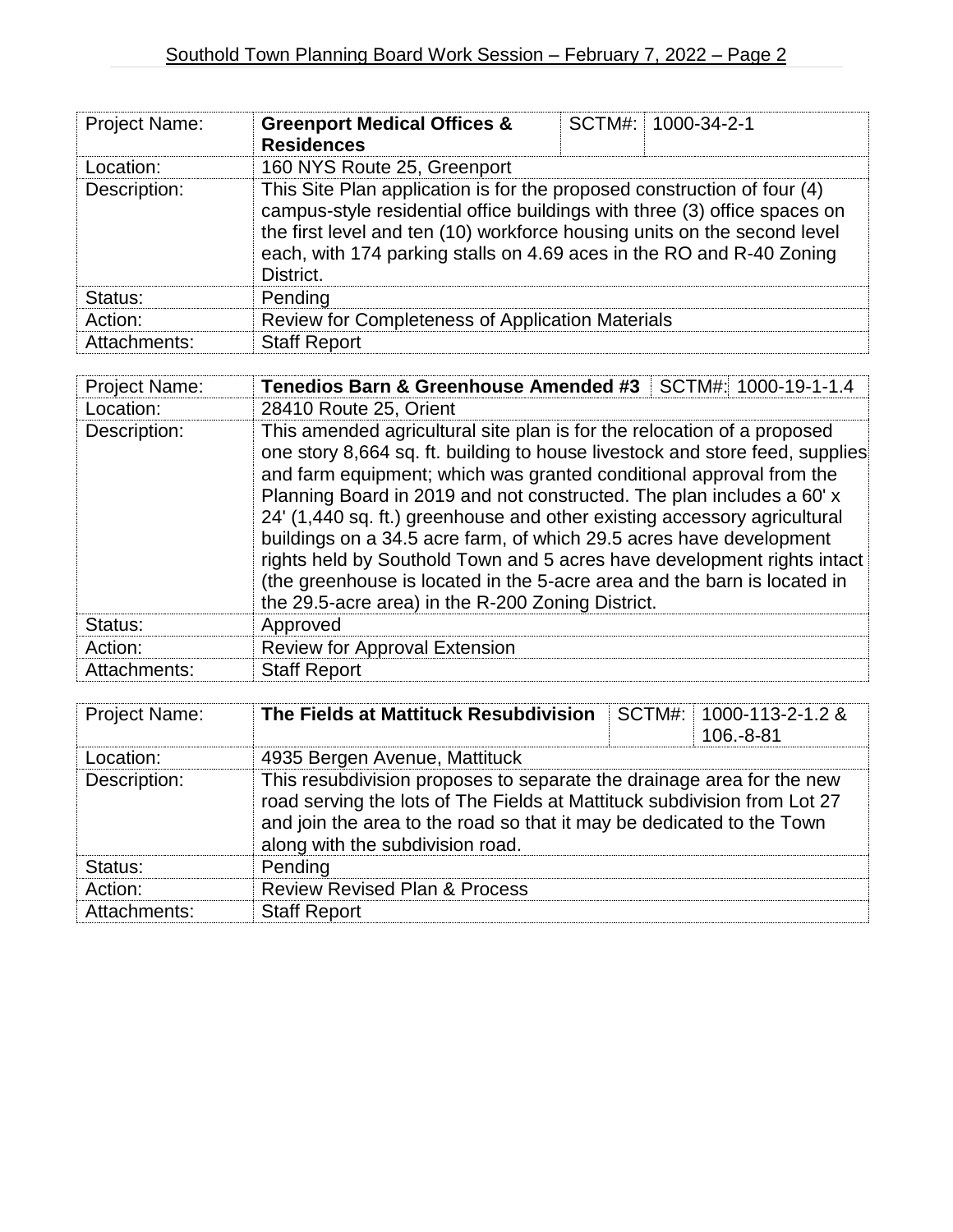| | | | |
|---|---|---|---|
| Project Name: | **Greenport Medical Offices & Residences** | SCTM#: | 1000-34-2-1 |
| Location: | 160 NYS Route 25, Greenport | | |
| Description: | This Site Plan application is for the proposed construction of four (4) campus-style residential office buildings with three (3) office spaces on the first level and ten (10) workforce housing units on the second level each, with 174 parking stalls on 4.69 aces in the RO and R-40 Zoning District. | | |
| Status: | Pending | | |
| Action: | Review for Completeness of Application Materials | | |
| Attachments: | Staff Report | | |

| | | | |
|---|---|---|---|
| Project Name: | **Tenedios Barn & Greenhouse Amended #3** | SCTM#: | 1000-19-1-1.4 |
| Location: | 28410 Route 25, Orient | | |
| Description: | This amended agricultural site plan is for the relocation of a proposed one story 8,664 sq. ft. building to house livestock and store feed, supplies and farm equipment; which was granted conditional approval from the Planning Board in 2019 and not constructed. The plan includes a 60' x 24' (1,440 sq. ft.) greenhouse and other existing accessory agricultural buildings on a 34.5 acre farm, of which 29.5 acres have development rights held by Southold Town and 5 acres have development rights intact (the greenhouse is located in the 5-acre area and the barn is located in the 29.5-acre area) in the R-200 Zoning District. | | |
| Status: | Approved | | |
| Action: | Review for Approval Extension | | |
| Attachments: | Staff Report | | |

| | | | |
|---|---|---|---|
| Project Name: | **The Fields at Mattituck Resubdivision** | SCTM#: | 1000-113-2-1.2 & 106.-8-81 |
| Location: | 4935 Bergen Avenue, Mattituck | | |
| Description: | This resubdivision proposes to separate the drainage area for the new road serving the lots of The Fields at Mattituck subdivision from Lot 27 and join the area to the road so that it may be dedicated to the Town along with the subdivision road. | | |
| Status: | Pending | | |
| Action: | Review Revised Plan & Process | | |
| Attachments: | Staff Report | | |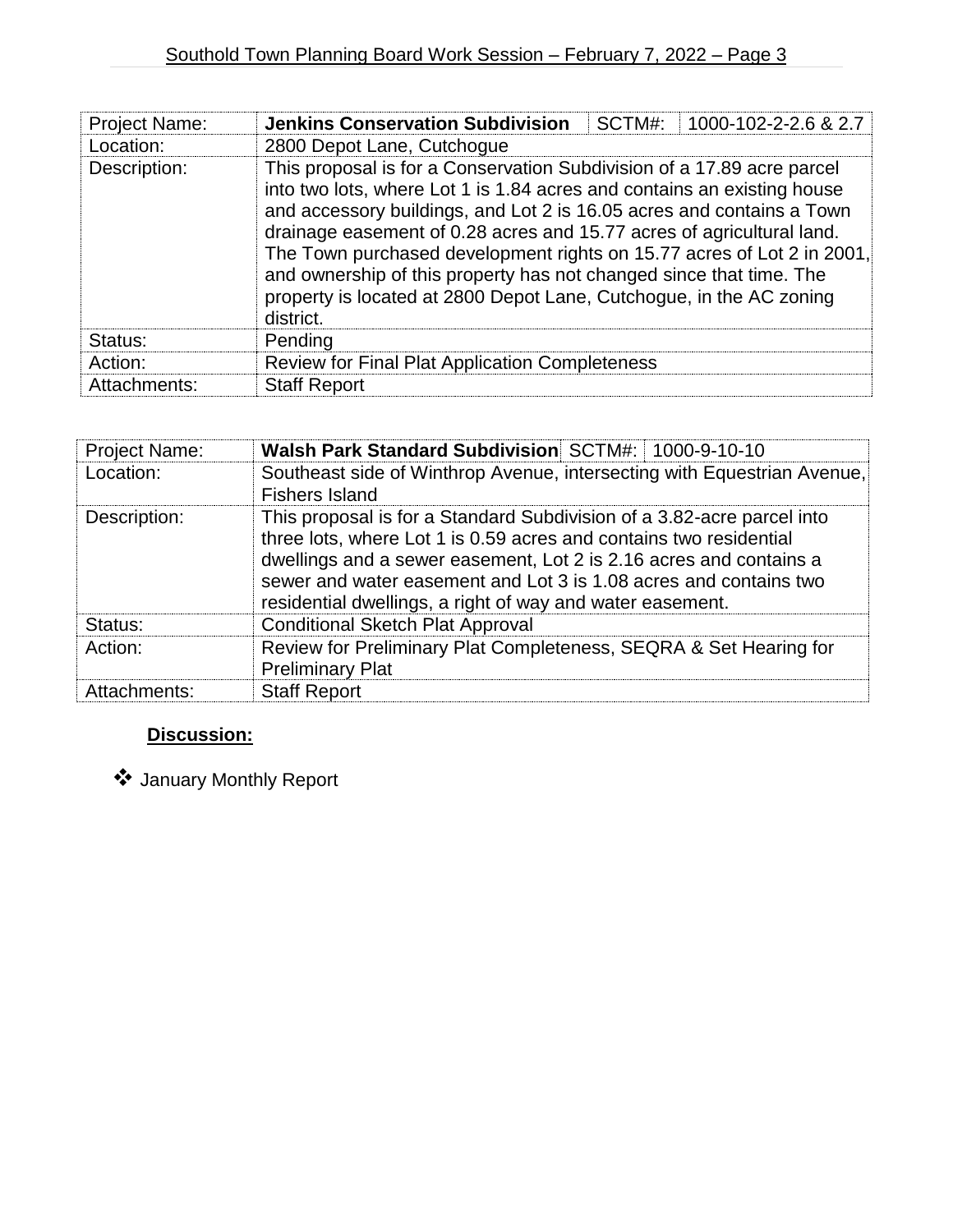| | | | |
|---|---|---|---|
| Project Name: | **Jenkins Conservation Subdivision** | SCTM#: | 1000-102-2-2.6 & 2.7 |
| Location: | 2800 Depot Lane, Cutchogue | | |
| Description: | This proposal is for a Conservation Subdivision of a 17.89 acre parcel into two lots, where Lot 1 is 1.84 acres and contains an existing house and accessory buildings, and Lot 2 is 16.05 acres and contains a Town drainage easement of 0.28 acres and 15.77 acres of agricultural land. The Town purchased development rights on 15.77 acres of Lot 2 in 2001, and ownership of this property has not changed since that time. The property is located at 2800 Depot Lane, Cutchogue, in the AC zoning district. | | |
| Status: | Pending | | |
| Action: | Review for Final Plat Application Completeness | | |
| Attachments: | Staff Report | | |

| | | | |
|---|---|---|---|
| Project Name: | **Walsh Park Standard Subdivision** | SCTM#: | 1000-9-10-10 |
| Location: | Southeast side of Winthrop Avenue, intersecting with Equestrian Avenue, Fishers Island | | |
| Description: | This proposal is for a Standard Subdivision of a 3.82-acre parcel into three lots, where Lot 1 is 0.59 acres and contains two residential dwellings and a sewer easement, Lot 2 is 2.16 acres and contains a sewer and water easement and Lot 3 is 1.08 acres and contains two residential dwellings, a right of way and water easement. | | |
| Status: | Conditional Sketch Plat Approval | | |
| Action: | Review for Preliminary Plat Completeness, SEQRA & Set Hearing for Preliminary Plat | | |
| Attachments: | Staff Report | | |

**Discussion:**

- January Monthly Report